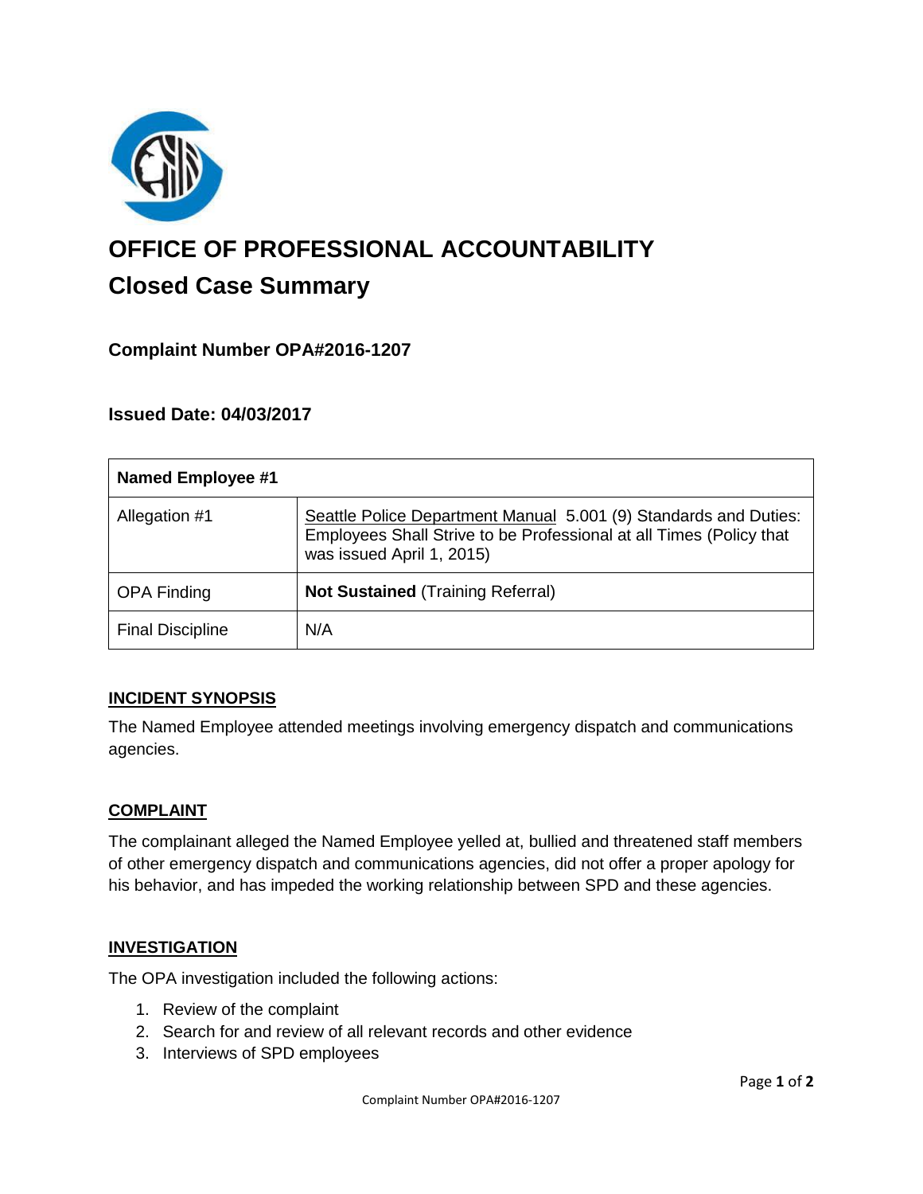# OFFICE OF PROFESSIONAL ACCOUNTABILITY

## Closed Case Summary

### Complaint Number OPA#2016-1207

### Issued Date: 04/03/2017

| **Named Employee #1** | |
|---|---|
| Allegation #1 | Seattle Police Department Manual 5.001 (9) Standards and Duties: Employees Shall Strive to be Professional at all Times (Policy that was issued April 1, 2015) |
| OPA Finding | **Not Sustained** (Training Referral) |
| Final Discipline | N/A |

### INCIDENT SYNOPSIS

The Named Employee attended meetings involving emergency dispatch and communications agencies.

### COMPLAINT

The complainant alleged the Named Employee yelled at, bullied and threatened staff members of other emergency dispatch and communications agencies, did not offer a proper apology for his behavior, and has impeded the working relationship between SPD and these agencies.

### INVESTIGATION

The OPA investigation included the following actions:

1. Review of the complaint
2. Search for and review of all relevant records and other evidence
3. Interviews of SPD employees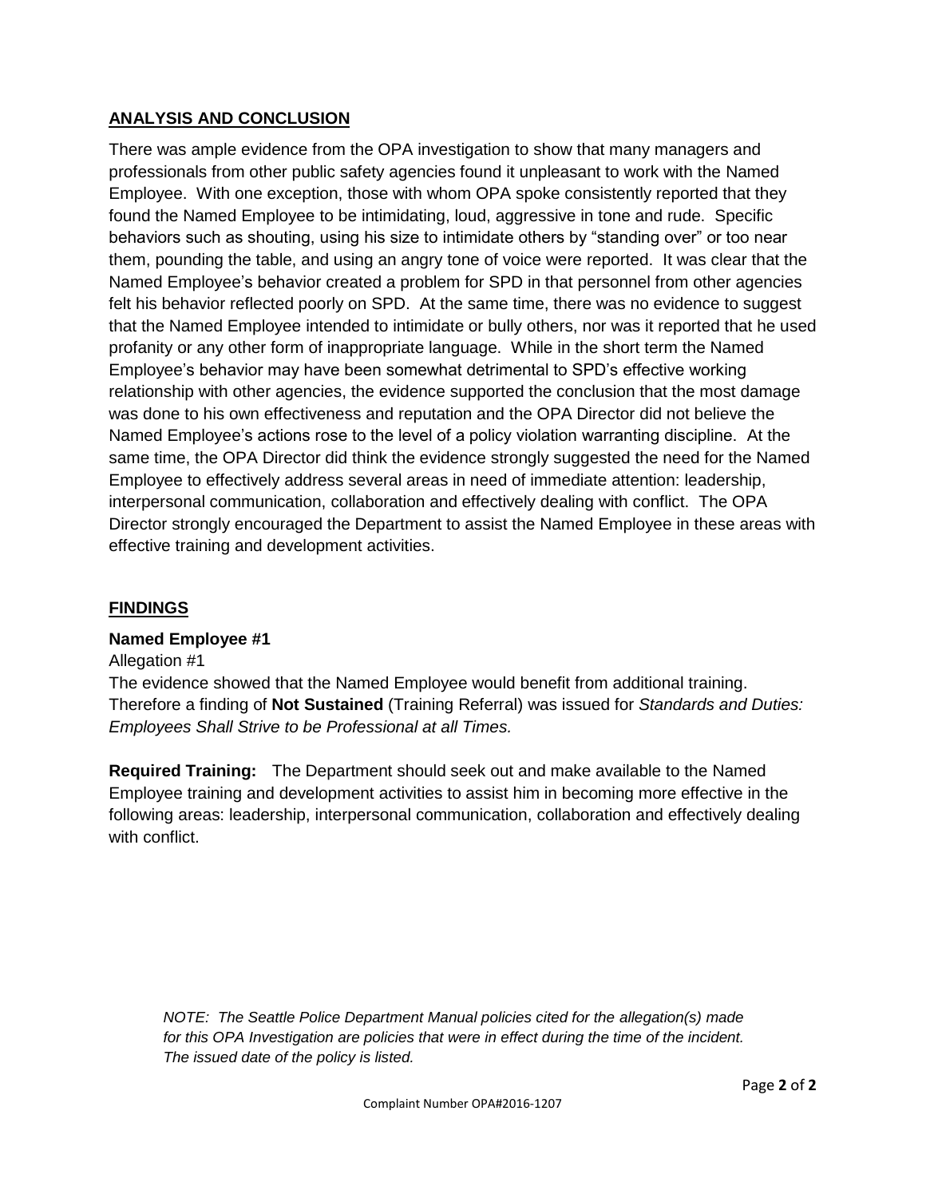## ANALYSIS AND CONCLUSION

There was ample evidence from the OPA investigation to show that many managers and professionals from other public safety agencies found it unpleasant to work with the Named Employee. With one exception, those with whom OPA spoke consistently reported that they found the Named Employee to be intimidating, loud, aggressive in tone and rude. Specific behaviors such as shouting, using his size to intimidate others by "standing over" or too near them, pounding the table, and using an angry tone of voice were reported. It was clear that the Named Employee's behavior created a problem for SPD in that personnel from other agencies felt his behavior reflected poorly on SPD. At the same time, there was no evidence to suggest that the Named Employee intended to intimidate or bully others, nor was it reported that he used profanity or any other form of inappropriate language. While in the short term the Named Employee's behavior may have been somewhat detrimental to SPD's effective working relationship with other agencies, the evidence supported the conclusion that the most damage was done to his own effectiveness and reputation and the OPA Director did not believe the Named Employee's actions rose to the level of a policy violation warranting discipline. At the same time, the OPA Director did think the evidence strongly suggested the need for the Named Employee to effectively address several areas in need of immediate attention: leadership, interpersonal communication, collaboration and effectively dealing with conflict. The OPA Director strongly encouraged the Department to assist the Named Employee in these areas with effective training and development activities.

## FINDINGS

**Named Employee #1**

Allegation #1

The evidence showed that the Named Employee would benefit from additional training. Therefore a finding of **Not Sustained** (Training Referral) was issued for *Standards and Duties: Employees Shall Strive to be Professional at all Times.*

**Required Training:** The Department should seek out and make available to the Named Employee training and development activities to assist him in becoming more effective in the following areas: leadership, interpersonal communication, collaboration and effectively dealing with conflict.

*NOTE: The Seattle Police Department Manual policies cited for the allegation(s) made for this OPA Investigation are policies that were in effect during the time of the incident. The issued date of the policy is listed.*

Complaint Number OPA#2016-1207